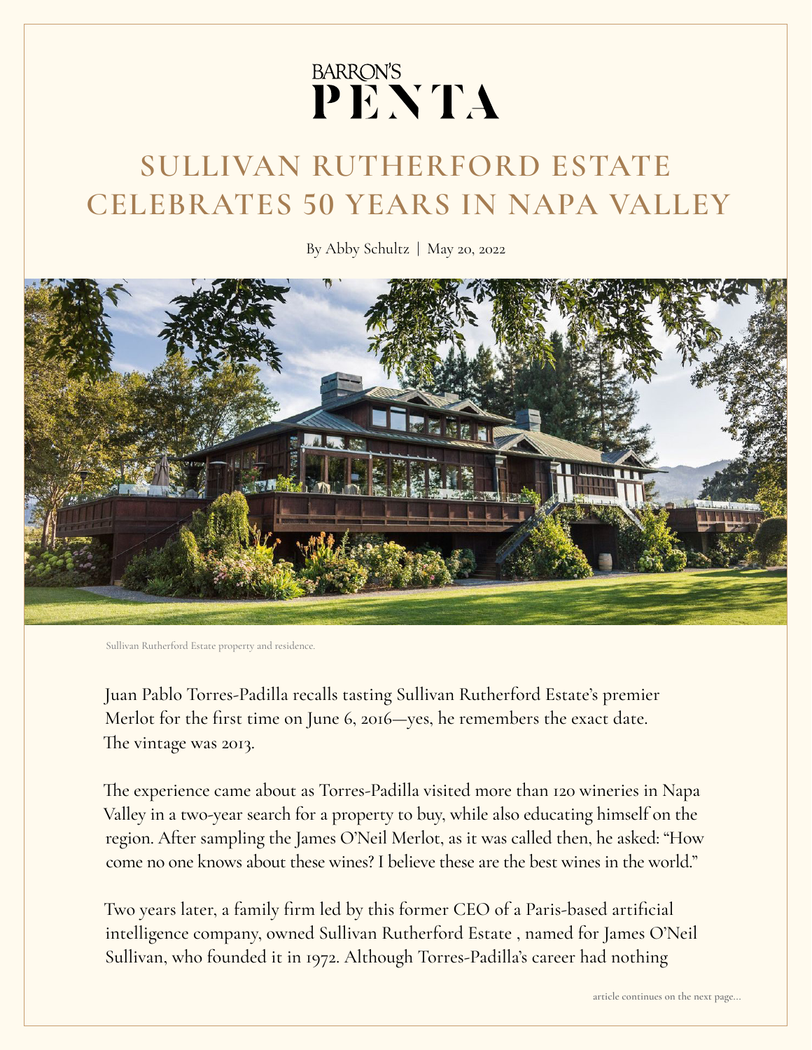BARRON'S PENTA

# SULLIVAN RUTHERFORD ESTATE CELEBRATES 50 YEARS IN NAPA VALLEY

By Abby Schultz | May 20, 2022

Sullivan Rutherford Estate property and residence.

Juan Pablo Torres-Padilla recalls tasting Sullivan Rutherford Estate's premier Merlot for the first time on June 6, 2016—yes, he remembers the exact date. The vintage was 2013.

The experience came about as Torres-Padilla visited more than 120 wineries in Napa Valley in a two-year search for a property to buy, while also educating himself on the region. After sampling the James O'Neil Merlot, as it was called then, he asked: "How come no one knows about these wines? I believe these are the best wines in the world."

Two years later, a family firm led by this former CEO of a Paris-based artificial intelligence company, owned Sullivan Rutherford Estate , named for James O'Neil Sullivan, who founded it in 1972. Although Torres-Padilla's career had nothing

article continues on the next page...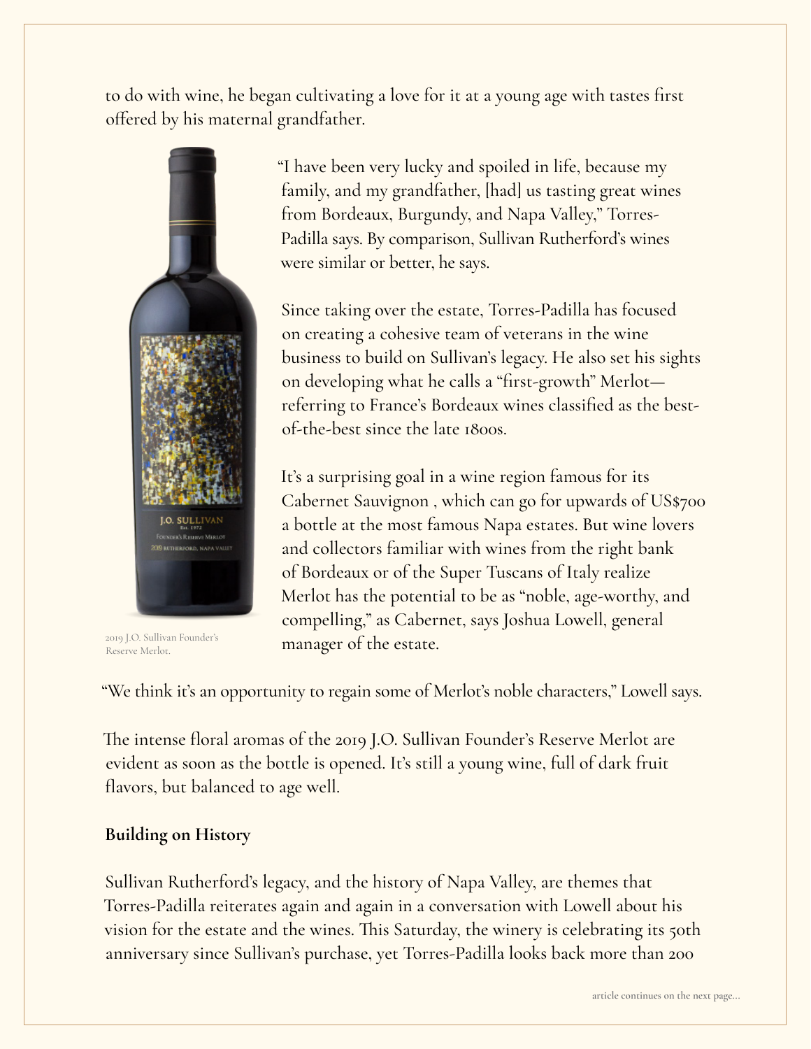to do with wine, he began cultivating a love for it at a young age with tastes first offered by his maternal grandfather.

2019 J.O. Sullivan Founder's Reserve Merlot.

"I have been very lucky and spoiled in life, because my family, and my grandfather, [had] us tasting great wines from Bordeaux, Burgundy, and Napa Valley," Torres-Padilla says. By comparison, Sullivan Rutherford's wines were similar or better, he says.

Since taking over the estate, Torres-Padilla has focused on creating a cohesive team of veterans in the wine business to build on Sullivan's legacy. He also set his sights on developing what he calls a "first-growth" Merlot—referring to France's Bordeaux wines classified as the best-of-the-best since the late 1800s.

It's a surprising goal in a wine region famous for its Cabernet Sauvignon , which can go for upwards of US$700 a bottle at the most famous Napa estates. But wine lovers and collectors familiar with wines from the right bank of Bordeaux or of the Super Tuscans of Italy realize Merlot has the potential to be as "noble, age-worthy, and compelling," as Cabernet, says Joshua Lowell, general manager of the estate.

"We think it's an opportunity to regain some of Merlot's noble characters," Lowell says.

The intense floral aromas of the 2019 J.O. Sullivan Founder's Reserve Merlot are evident as soon as the bottle is opened. It's still a young wine, full of dark fruit flavors, but balanced to age well.

**Building on History**

Sullivan Rutherford's legacy, and the history of Napa Valley, are themes that Torres-Padilla reiterates again and again in a conversation with Lowell about his vision for the estate and the wines. This Saturday, the winery is celebrating its 50th anniversary since Sullivan's purchase, yet Torres-Padilla looks back more than 200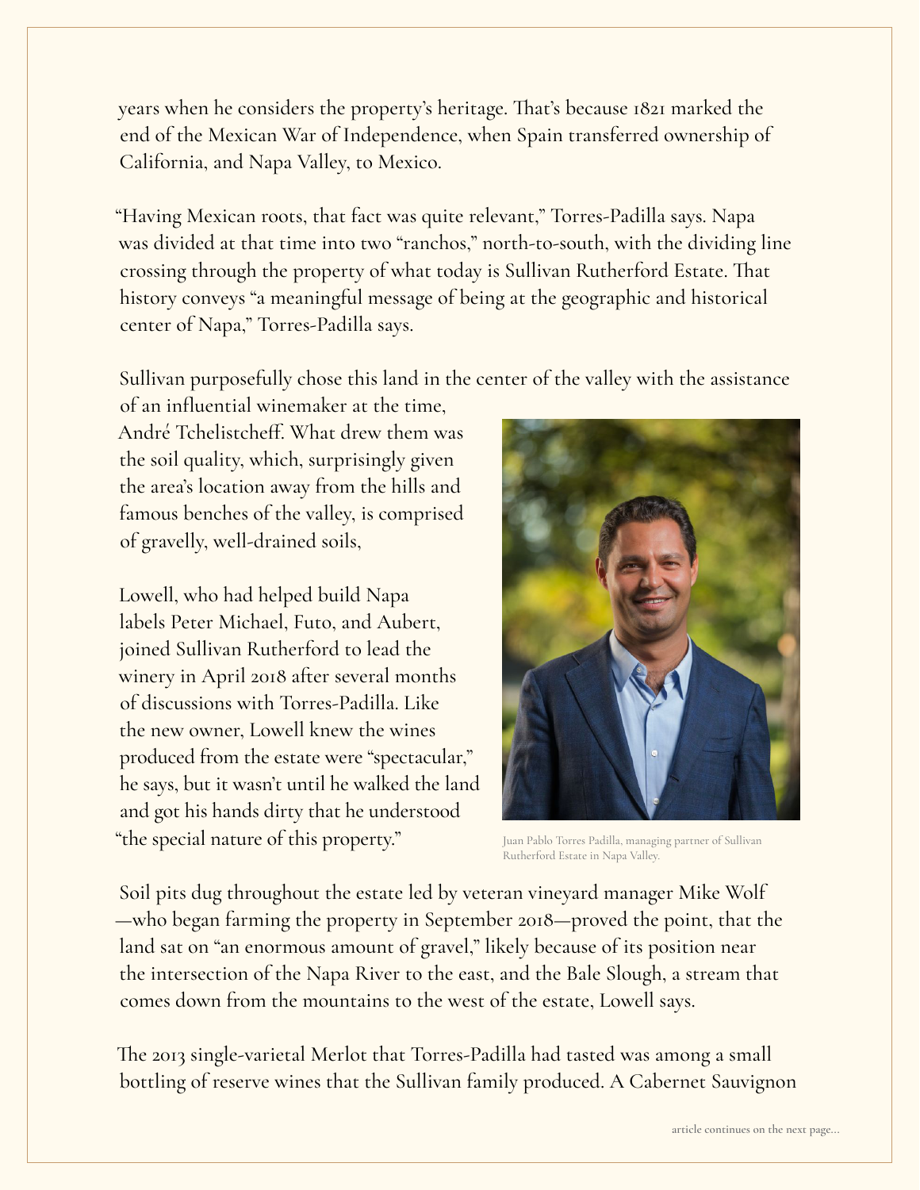years when he considers the property's heritage. That's because 1821 marked the end of the Mexican War of Independence, when Spain transferred ownership of California, and Napa Valley, to Mexico.

"Having Mexican roots, that fact was quite relevant," Torres-Padilla says. Napa was divided at that time into two "ranchos," north-to-south, with the dividing line crossing through the property of what today is Sullivan Rutherford Estate. That history conveys "a meaningful message of being at the geographic and historical center of Napa," Torres-Padilla says.

Sullivan purposefully chose this land in the center of the valley with the assistance of an influential winemaker at the time, André Tchelistcheff. What drew them was the soil quality, which, surprisingly given the area's location away from the hills and famous benches of the valley, is comprised of gravelly, well-drained soils,

Lowell, who had helped build Napa labels Peter Michael, Futo, and Aubert, joined Sullivan Rutherford to lead the winery in April 2018 after several months of discussions with Torres-Padilla. Like the new owner, Lowell knew the wines produced from the estate were "spectacular," he says, but it wasn't until he walked the land and got his hands dirty that he understood "the special nature of this property."

Juan Pablo Torres Padilla, managing partner of Sullivan Rutherford Estate in Napa Valley.

Soil pits dug throughout the estate led by veteran vineyard manager Mike Wolf —who began farming the property in September 2018—proved the point, that the land sat on "an enormous amount of gravel," likely because of its position near the intersection of the Napa River to the east, and the Bale Slough, a stream that comes down from the mountains to the west of the estate, Lowell says.

The 2013 single-varietal Merlot that Torres-Padilla had tasted was among a small bottling of reserve wines that the Sullivan family produced. A Cabernet Sauvignon

article continues on the next page...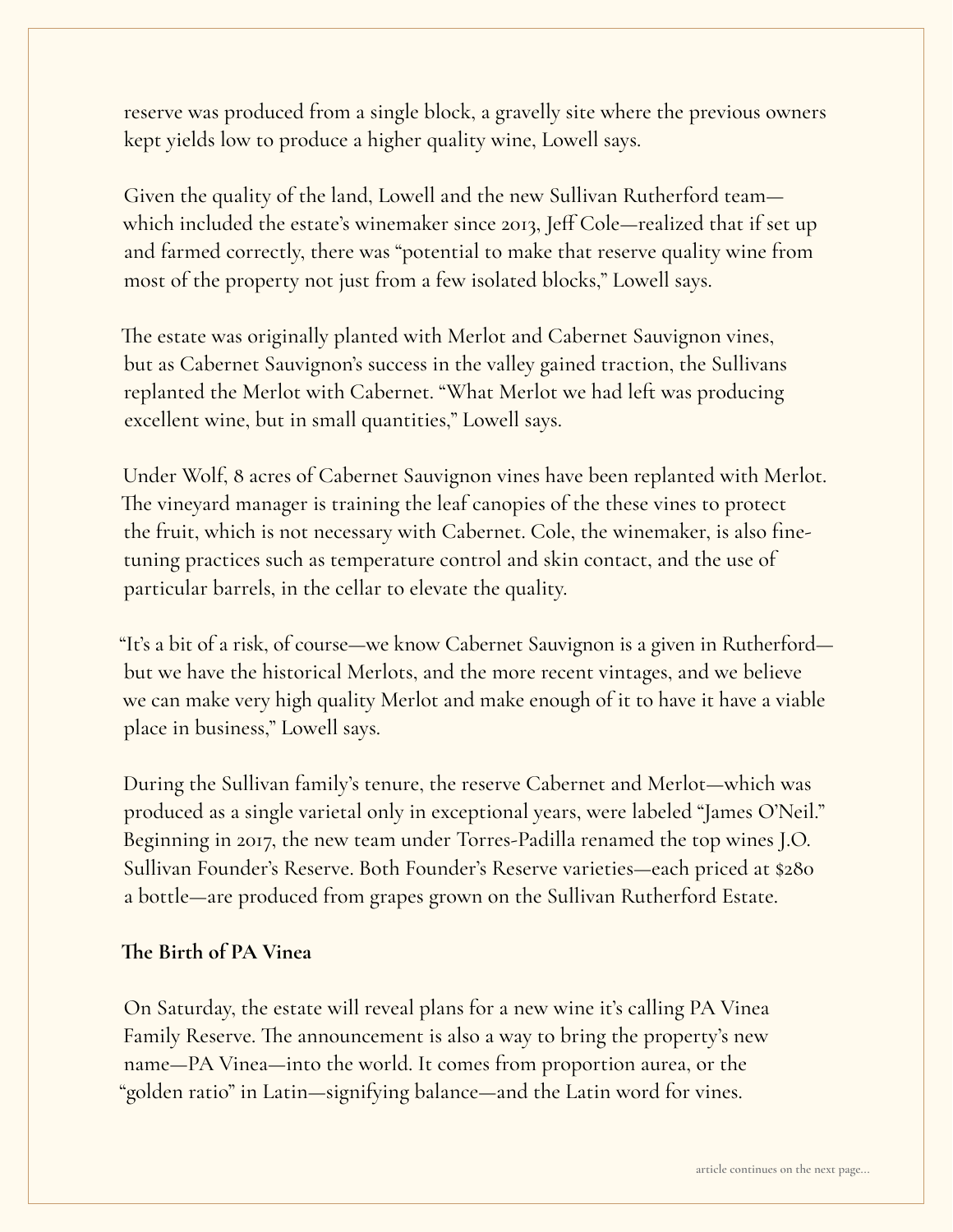reserve was produced from a single block, a gravelly site where the previous owners kept yields low to produce a higher quality wine, Lowell says.

Given the quality of the land, Lowell and the new Sullivan Rutherford team—which included the estate's winemaker since 2013, Jeff Cole—realized that if set up and farmed correctly, there was "potential to make that reserve quality wine from most of the property not just from a few isolated blocks," Lowell says.

The estate was originally planted with Merlot and Cabernet Sauvignon vines, but as Cabernet Sauvignon's success in the valley gained traction, the Sullivans replanted the Merlot with Cabernet. "What Merlot we had left was producing excellent wine, but in small quantities," Lowell says.

Under Wolf, 8 acres of Cabernet Sauvignon vines have been replanted with Merlot. The vineyard manager is training the leaf canopies of the these vines to protect the fruit, which is not necessary with Cabernet. Cole, the winemaker, is also fine-tuning practices such as temperature control and skin contact, and the use of particular barrels, in the cellar to elevate the quality.

"It's a bit of a risk, of course—we know Cabernet Sauvignon is a given in Rutherford—but we have the historical Merlots, and the more recent vintages, and we believe we can make very high quality Merlot and make enough of it to have it have a viable place in business," Lowell says.

During the Sullivan family's tenure, the reserve Cabernet and Merlot—which was produced as a single varietal only in exceptional years, were labeled "James O'Neil." Beginning in 2017, the new team under Torres-Padilla renamed the top wines J.O. Sullivan Founder's Reserve. Both Founder's Reserve varieties—each priced at $280 a bottle—are produced from grapes grown on the Sullivan Rutherford Estate.

**The Birth of PA Vinea**

On Saturday, the estate will reveal plans for a new wine it's calling PA Vinea Family Reserve. The announcement is also a way to bring the property's new name—PA Vinea—into the world. It comes from proportion aurea, or the "golden ratio" in Latin—signifying balance—and the Latin word for vines.

article continues on the next page...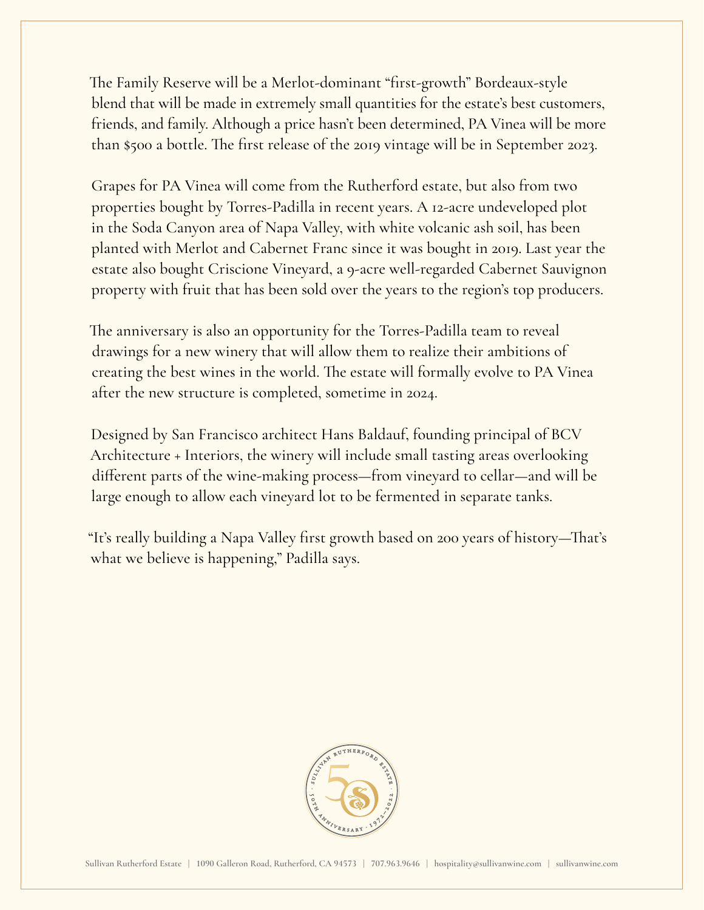The Family Reserve will be a Merlot-dominant "first-growth" Bordeaux-style blend that will be made in extremely small quantities for the estate's best customers, friends, and family. Although a price hasn't been determined, PA Vinea will be more than $500 a bottle. The first release of the 2019 vintage will be in September 2023.

Grapes for PA Vinea will come from the Rutherford estate, but also from two properties bought by Torres-Padilla in recent years. A 12-acre undeveloped plot in the Soda Canyon area of Napa Valley, with white volcanic ash soil, has been planted with Merlot and Cabernet Franc since it was bought in 2019. Last year the estate also bought Criscione Vineyard, a 9-acre well-regarded Cabernet Sauvignon property with fruit that has been sold over the years to the region's top producers.

The anniversary is also an opportunity for the Torres-Padilla team to reveal drawings for a new winery that will allow them to realize their ambitions of creating the best wines in the world. The estate will formally evolve to PA Vinea after the new structure is completed, sometime in 2024.

Designed by San Francisco architect Hans Baldauf, founding principal of BCV Architecture + Interiors, the winery will include small tasting areas overlooking different parts of the wine-making process—from vineyard to cellar—and will be large enough to allow each vineyard lot to be fermented in separate tanks.

"It's really building a Napa Valley first growth based on 200 years of history—That's what we believe is happening," Padilla says.

Sullivan Rutherford Estate | 1090 Galleron Road, Rutherford, CA 94573 | 707.963.9646 | hospitality@sullivanwine.com | sullivanwine.com